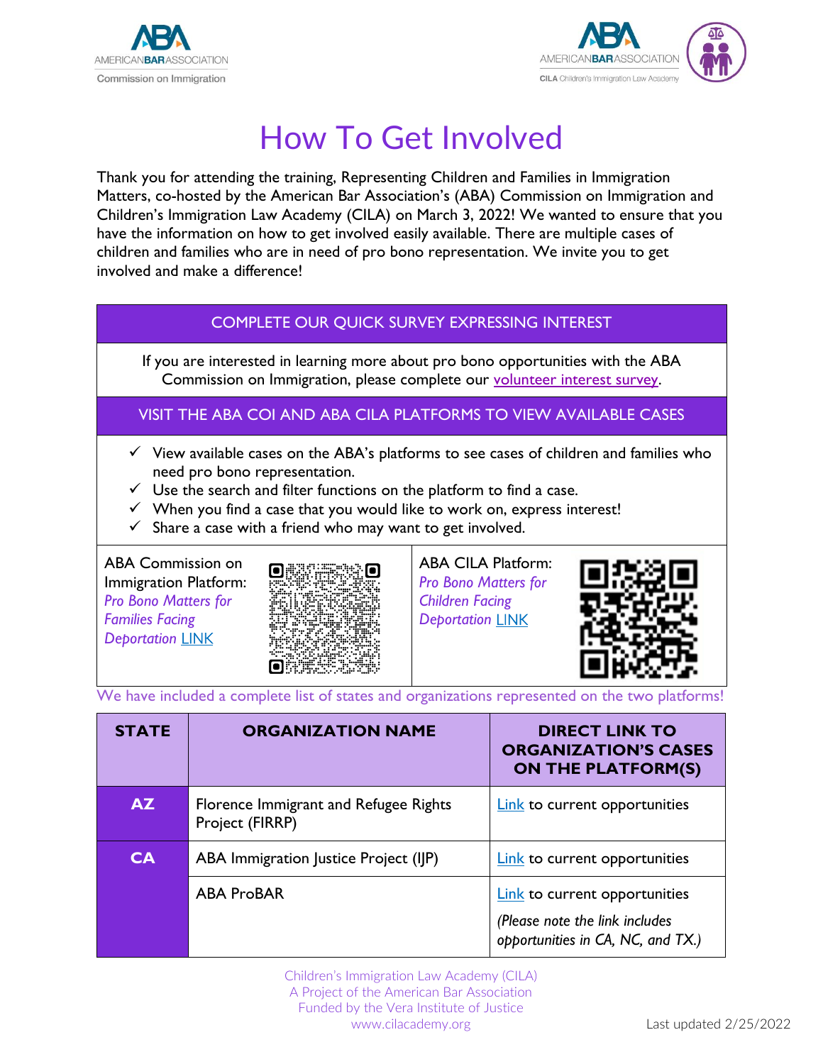# How To Get Involved

Thank you for attending the training, Representing Children and Families in Immigration Matters, co-hosted by the American Bar Association's (ABA) Commission on Immigration and Children's Immigration Law Academy (CILA) on March 3, 2022! We wanted to ensure that you have the information on how to get involved easily available. There are multiple cases of children and families who are in need of pro bono representation. We invite you to get involved and make a difference!

## COMPLETE OUR QUICK SURVEY EXPRESSING INTEREST

If you are interested in learning more about pro bono opportunities with the ABA Commission on Immigration, please complete our volunteer interest survey.

## VISIT THE ABA COI AND ABA CILA PLATFORMS TO VIEW AVAILABLE CASES

- ✓ View available cases on the ABA's platforms to see cases of children and families who need pro bono representation.
- ✓ Use the search and filter functions on the platform to find a case.
- ✓ When you find a case that you would like to work on, express interest!
- ✓ Share a case with a friend who may want to get involved.

ABA Commission on Immigration Platform: *Pro Bono Matters for Families Facing Deportation* LINK

ABA CILA Platform: *Pro Bono Matters for Children Facing Deportation* LINK

We have included a complete list of states and organizations represented on the two platforms!

| STATE | ORGANIZATION NAME | DIRECT LINK TO ORGANIZATION'S CASES ON THE PLATFORM(S) |
|---|---|---|
| AZ | Florence Immigrant and Refugee Rights Project (FIRRP) | Link to current opportunities |
| CA | ABA Immigration Justice Project (IJP) | Link to current opportunities |
| | ABA ProBAR | Link to current opportunities *(Please note the link includes opportunities in CA, NC, and TX.)* |

Children's Immigration Law Academy (CILA)
A Project of the American Bar Association
Funded by the Vera Institute of Justice
www.cilacademy.org

Last updated 2/25/2022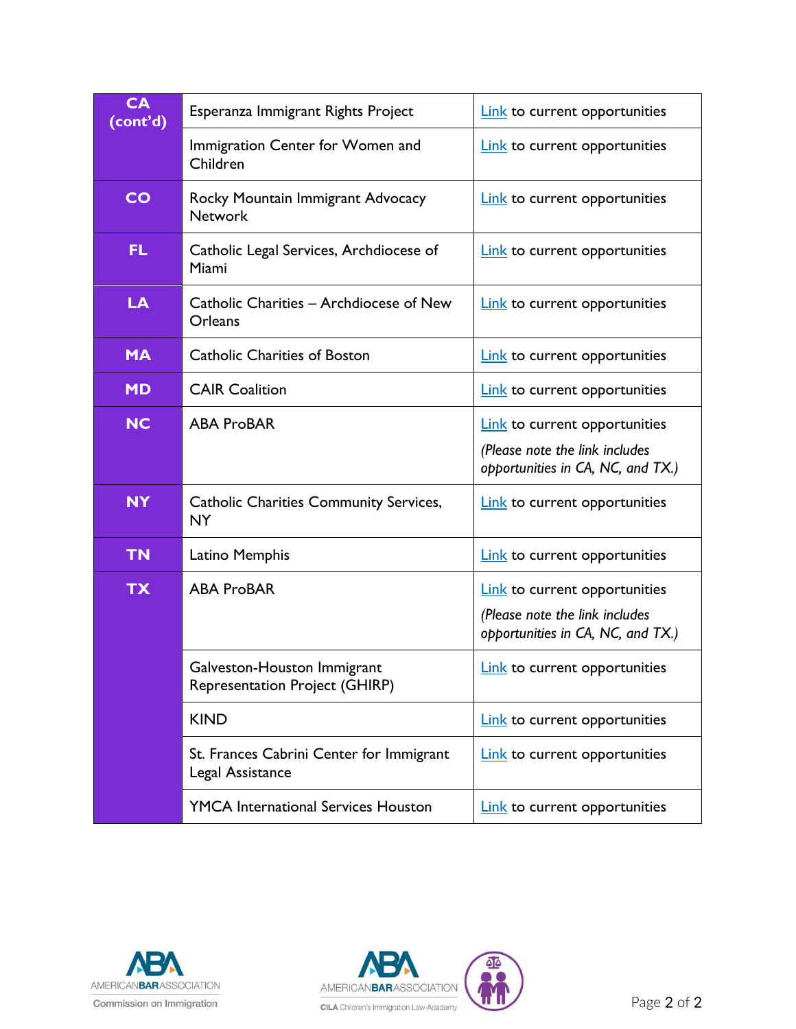| | | |
|---|---|---|
| **CA (cont'd)** | Esperanza Immigrant Rights Project | Link to current opportunities |
| | Immigration Center for Women and Children | Link to current opportunities |
| **CO** | Rocky Mountain Immigrant Advocacy Network | Link to current opportunities |
| **FL** | Catholic Legal Services, Archdiocese of Miami | Link to current opportunities |
| **LA** | Catholic Charities – Archdiocese of New Orleans | Link to current opportunities |
| **MA** | Catholic Charities of Boston | Link to current opportunities |
| **MD** | CAIR Coalition | Link to current opportunities |
| **NC** | ABA ProBAR | Link to current opportunities *(Please note the link includes opportunities in CA, NC, and TX.)* |
| **NY** | Catholic Charities Community Services, NY | Link to current opportunities |
| **TN** | Latino Memphis | Link to current opportunities |
| **TX** | ABA ProBAR | Link to current opportunities *(Please note the link includes opportunities in CA, NC, and TX.)* |
| | Galveston-Houston Immigrant Representation Project (GHIRP) | Link to current opportunities |
| | KIND | Link to current opportunities |
| | St. Frances Cabrini Center for Immigrant Legal Assistance | Link to current opportunities |
| | YMCA International Services Houston | Link to current opportunities |

AMERICAN BAR ASSOCIATION Commission on Immigration

AMERICAN BAR ASSOCIATION CILA Children's Immigration Law Academy